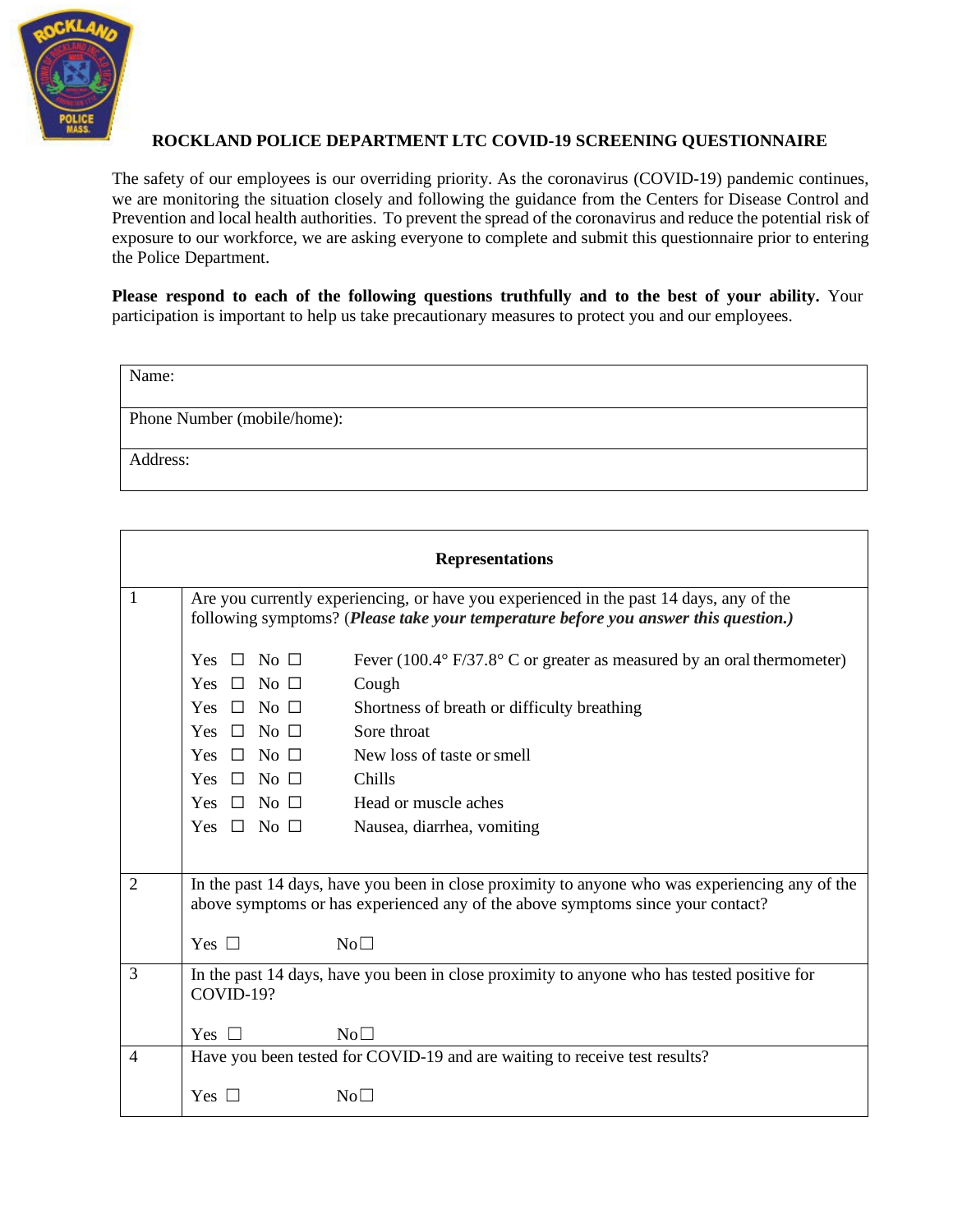# ROCKLAND POLICE DEPARTMENT LTC COVID-19 SCREENING QUESTIONNAIRE

The safety of our employees is our overriding priority. As the coronavirus (COVID-19) pandemic continues, we are monitoring the situation closely and following the guidance from the Centers for Disease Control and Prevention and local health authorities. To prevent the spread of the coronavirus and reduce the potential risk of exposure to our workforce, we are asking everyone to complete and submit this questionnaire prior to entering the Police Department.

**Please respond to each of the following questions truthfully and to the best of your ability.** Your participation is important to help us take precautionary measures to protect you and our employees.

| Name: |
|---|
| Phone Number (mobile/home): |
| Address: |

| Representations | |
|---|---|
| 1 | Are you currently experiencing, or have you experienced in the past 14 days, any of the following symptoms? (***Please take your temperature before you answer this question.)***<br><br>Yes ☐ No ☐ Fever (100.4° F/37.8° C or greater as measured by an oral thermometer)<br>Yes ☐ No ☐ Cough<br>Yes ☐ No ☐ Shortness of breath or difficulty breathing<br>Yes ☐ No ☐ Sore throat<br>Yes ☐ No ☐ New loss of taste or smell<br>Yes ☐ No ☐ Chills<br>Yes ☐ No ☐ Head or muscle aches<br>Yes ☐ No ☐ Nausea, diarrhea, vomiting |
| 2 | In the past 14 days, have you been in close proximity to anyone who was experiencing any of the above symptoms or has experienced any of the above symptoms since your contact?<br><br>Yes ☐ No☐ |
| 3 | In the past 14 days, have you been in close proximity to anyone who has tested positive for COVID-19?<br><br>Yes ☐ No☐ |
| 4 | Have you been tested for COVID-19 and are waiting to receive test results?<br><br>Yes ☐ No☐ |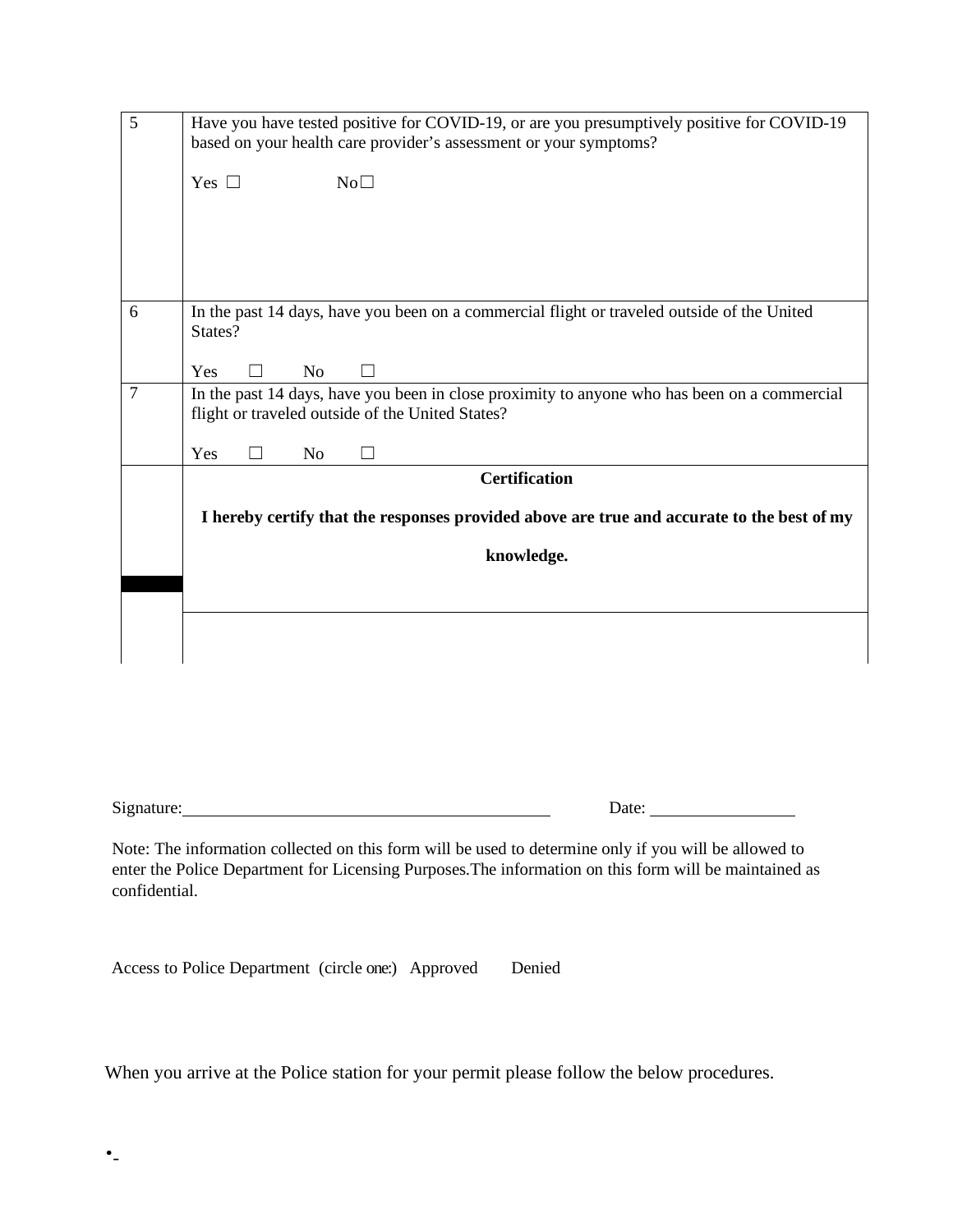| | |
|---|---|
| 5 | Have you have tested positive for COVID-19, or are you presumptively positive for COVID-19 based on your health care provider's assessment or your symptoms?<br><br>Yes ☐ No☐ |
| 6 | In the past 14 days, have you been on a commercial flight or traveled outside of the United States?<br><br>Yes ☐ No ☐ |
| 7 | In the past 14 days, have you been in close proximity to anyone who has been on a commercial flight or traveled outside of the United States?<br><br>Yes ☐ No ☐ |
| | **Certification**<br><br>**I hereby certify that the responses provided above are true and accurate to the best of my knowledge.** |
| | |

Signature:\_\_\_\_\_\_\_\_\_\_\_\_\_\_\_\_\_\_\_\_\_\_\_\_\_\_\_\_\_\_ Date: \_\_\_\_\_\_\_\_\_\_\_\_

Note: The information collected on this form will be used to determine only if you will be allowed to enter the Police Department for Licensing Purposes.The information on this form will be maintained as confidential.

Access to Police Department (circle one:) Approved Denied

When you arrive at the Police station for your permit please follow the below procedures.

•-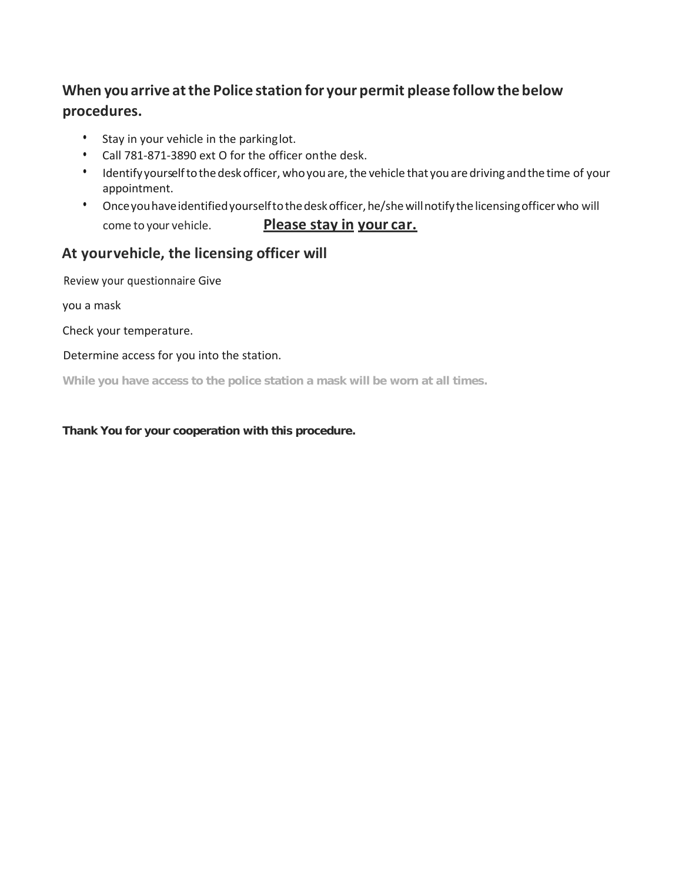**When you arrive at the Police station for your permit please follow the below procedures.**

- Stay in your vehicle in the parking lot.
- Call 781-871-3890 ext O for the officer on the desk.
- Identify yourself to the desk officer, who you are, the vehicle that you are driving and the time of your appointment.
- Once you have identified yourself to the desk officer, he/she will notify the licensing officer who will come to your vehicle. **Please stay in your car.**

**At your vehicle, the licensing officer will**

Review your questionnaire Give

you a mask

Check your temperature.

Determine access for you into the station.

**While you have access to the police station a mask will be worn at all times.**

**Thank You for your cooperation with this procedure.**